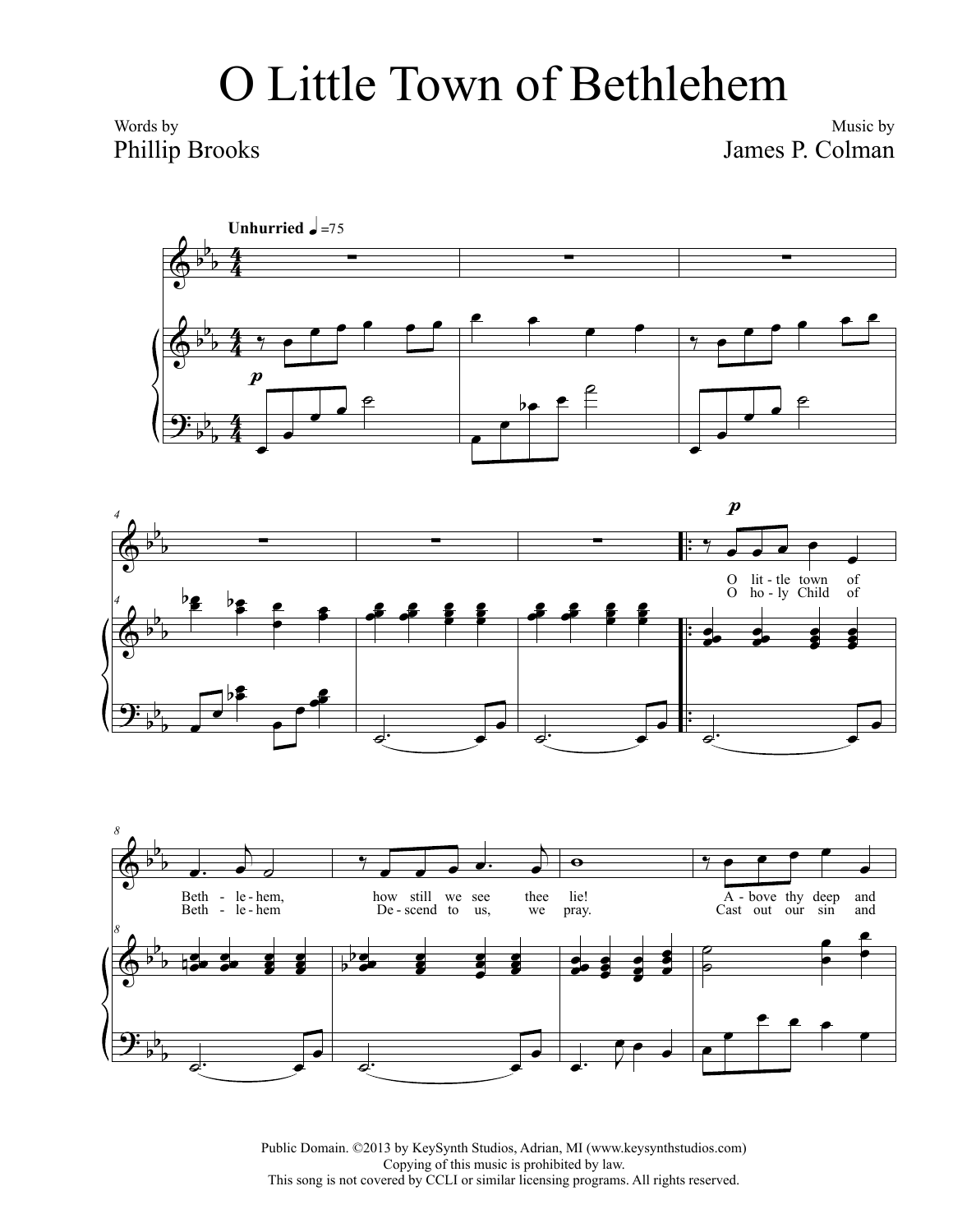# O Little Town of Bethlehem

Words by
Phillip Brooks

Music by
James P. Colman

**Unhurried** ♩=75

O lit - tle town of Beth - le - hem, how still we see thee lie! A - bove thy deep and

O ho - ly Child of Beth - le - hem De - scend to us, we pray. Cast out our sin and

Public Domain. ©2013 by KeySynth Studios, Adrian, MI (www.keysynthstudios.com)
Copying of this music is prohibited by law.
This song is not covered by CCLI or similar licensing programs. All rights reserved.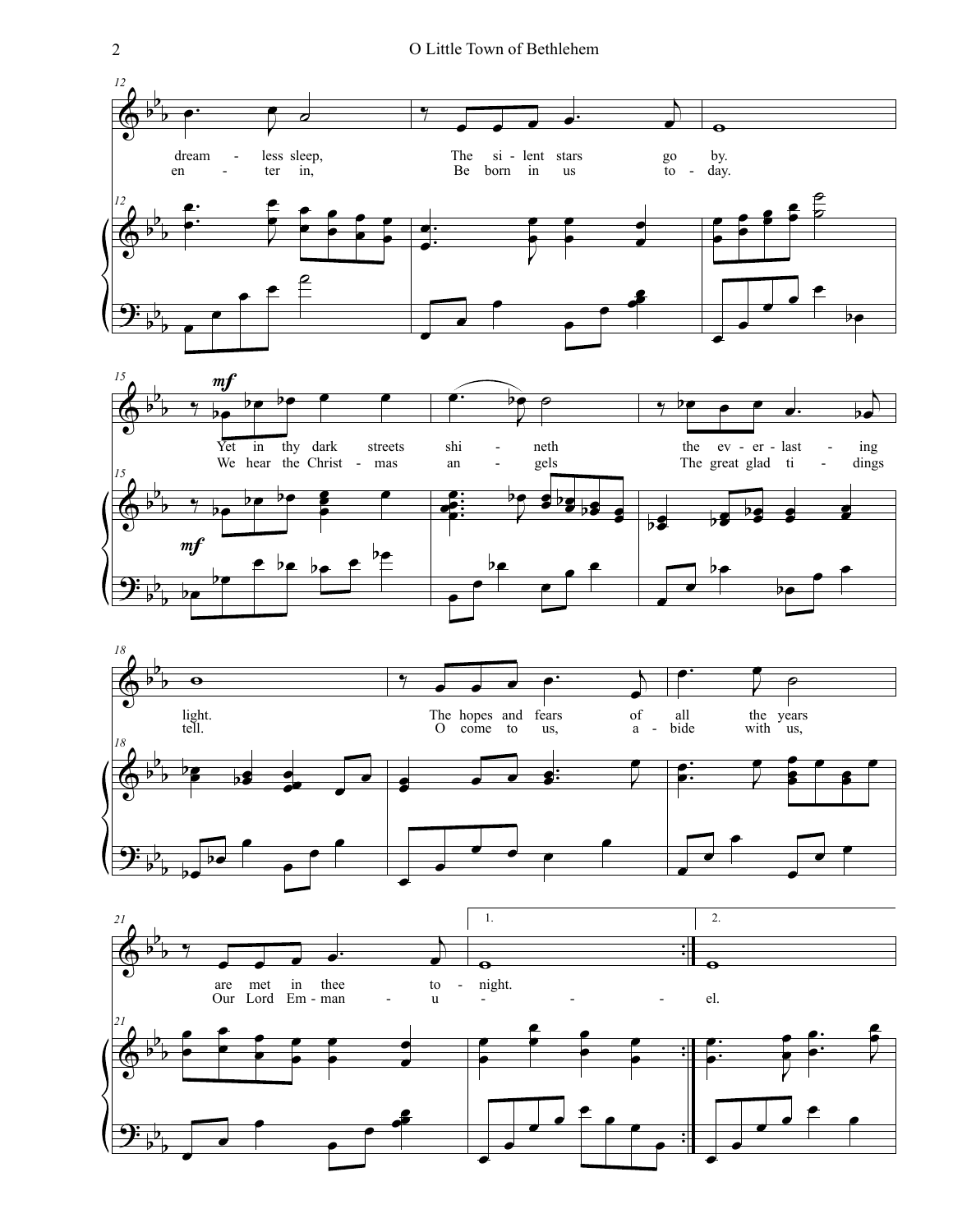dream - less sleep, The si - lent stars go by.
en - ter in, Be born in us to - day.

*mf*

Yet in thy dark streets shi - neth the ev - er - last - ing light.
We hear the Christ - mas an - gels The great glad ti - dings tell.

The hopes and fears of all the years are met in thee to - night.
O come to us, a - bide with us, Our Lord Em - man - u - el.

1. 2.